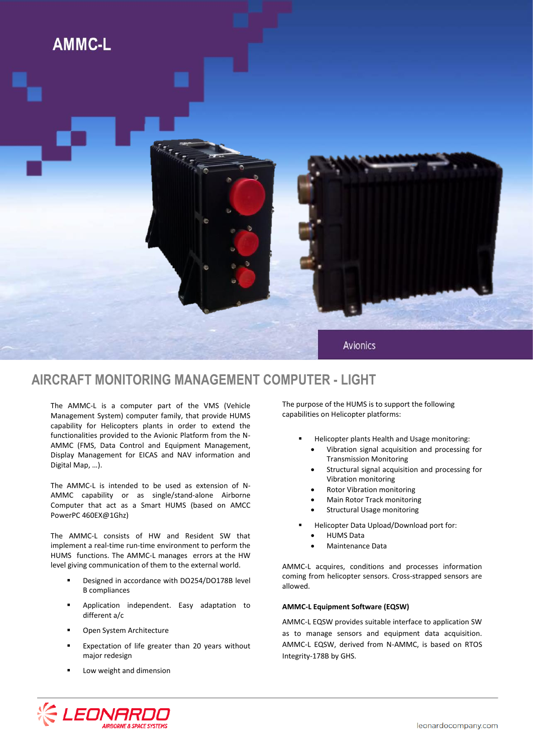# AMMC-L

Avionics

## AIRCRAFT MONITORING MANAGEMENT COMPUTER - LIGHT

The AMMC-L is a computer part of the VMS (Vehicle Management System) computer family, that provide HUMS capability for Helicopters plants in order to extend the functionalities provided to the Avionic Platform from the N-AMMC (FMS, Data Control and Equipment Management, Display Management for EICAS and NAV information and Digital Map, …).

The AMMC-L is intended to be used as extension of N-AMMC capability or as single/stand-alone Airborne Computer that act as a Smart HUMS (based on AMCC PowerPC 460EX@1Ghz)

The AMMC-L consists of HW and Resident SW that implement a real-time run-time environment to perform the HUMS functions. The AMMC-L manages errors at the HW level giving communication of them to the external world.

- Designed in accordance with DO254/DO178B level B compliances
- Application independent. Easy adaptation to different a/c
- Open System Architecture
- Expectation of life greater than 20 years without major redesign
- Low weight and dimension

The purpose of the HUMS is to support the following capabilities on Helicopter platforms:

- Helicopter plants Health and Usage monitoring:
  - Vibration signal acquisition and processing for Transmission Monitoring
  - Structural signal acquisition and processing for Vibration monitoring
  - Rotor Vibration monitoring
  - Main Rotor Track monitoring
  - Structural Usage monitoring
- Helicopter Data Upload/Download port for:
  - HUMS Data
  - Maintenance Data

AMMC-L acquires, conditions and processes information coming from helicopter sensors. Cross-strapped sensors are allowed.

**AMMC-L Equipment Software (EQSW)**

AMMC-L EQSW provides suitable interface to application SW as to manage sensors and equipment data acquisition. AMMC-L EQSW, derived from N-AMMC, is based on RTOS Integrity-178B by GHS.

LEONARDO AIRBORNE & SPACE SYSTEMS

leonardocompany.com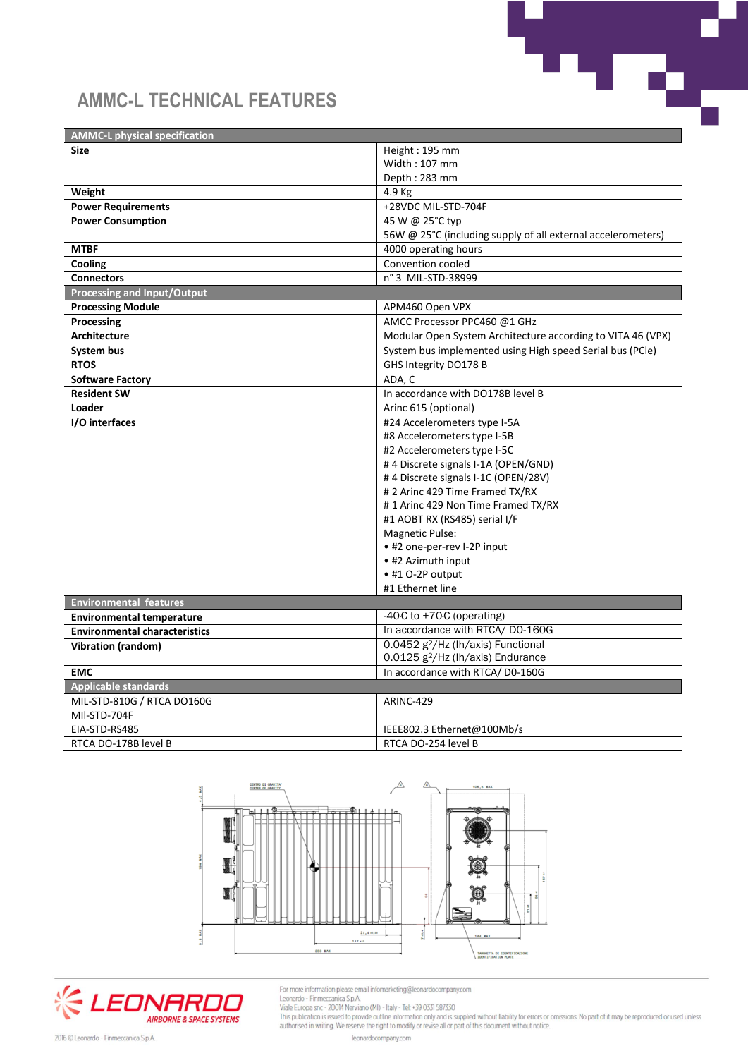# AMMC-L TECHNICAL FEATURES

| | |
|---|---|
| **AMMC-L physical specification** | |
| **Size** | Height : 195 mm<br>Width : 107 mm<br>Depth : 283 mm |
| **Weight** | 4.9 Kg |
| **Power Requirements** | +28VDC MIL-STD-704F |
| **Power Consumption** | 45 W @ 25°C typ<br>56W @ 25°C (including supply of all external accelerometers) |
| **MTBF** | 4000 operating hours |
| **Cooling** | Convention cooled |
| **Connectors** | n° 3 MIL-STD-38999 |
| **Processing and Input/Output** | |
| **Processing Module** | APM460 Open VPX |
| **Processing** | AMCC Processor PPC460 @1 GHz |
| **Architecture** | Modular Open System Architecture according to VITA 46 (VPX) |
| **System bus** | System bus implemented using High speed Serial bus (PCle) |
| **RTOS** | GHS Integrity DO178 B |
| **Software Factory** | ADA, C |
| **Resident SW** | In accordance with DO178B level B |
| **Loader** | Arinc 615 (optional) |
| **I/O interfaces** | #24 Accelerometers type I-5A<br>#8 Accelerometers type I-5B<br>#2 Accelerometers type I-5C<br># 4 Discrete signals I-1A (OPEN/GND)<br># 4 Discrete signals I-1C (OPEN/28V)<br># 2 Arinc 429 Time Framed TX/RX<br># 1 Arinc 429 Non Time Framed TX/RX<br>#1 AOBT RX (RS485) serial I/F<br>Magnetic Pulse:<br>• #2 one-per-rev I-2P input<br>• #2 Azimuth input<br>• #1 O-2P output<br>#1 Ethernet line |
| **Environmental features** | |
| **Environmental temperature** | -40C to +70C (operating) |
| **Environmental characteristics** | In accordance with RTCA/ D0-160G |
| **Vibration (random)** | 0.0452 $g^2$/Hz (lh/axis) Functional<br>0.0125 $g^2$/Hz (lh/axis) Endurance |
| **EMC** | In accordance with RTCA/ D0-160G |
| **Applicable standards** | |
| MIL-STD-810G / RTCA DO160G<br>MIl-STD-704F | ARINC-429 |
| EIA-STD-RS485 | IEEE802.3 Ethernet@100Mb/s |
| RTCA DO-178B level B | RTCA DO-254 level B |

CENTRO DI GRAVITA' / CENTER OF GRAVITY

283 MAX

106,4 MAX

TARGHETTA DI IDENTIFICAZIONE / IDENTIFICATION PLATE

LEONARDO AIRBORNE & SPACE SYSTEMS

For more information please email infomarketing@leonardocompany.com
Leonardo - Finmeccanica S.p.A.
Viale Europa snc - 20014 Nerviano (MI) - Italy - Tel +39 0331 587330
This publication is issued to provide outline information only and is supplied without liability for errors or omissions. No part of it may be reproduced or used unless authorised in writing. We reserve the right to modify or revise all or part of this document without notice.

2016 © Leonardo - Finmeccanica S.p.A.

leonardocompany.com